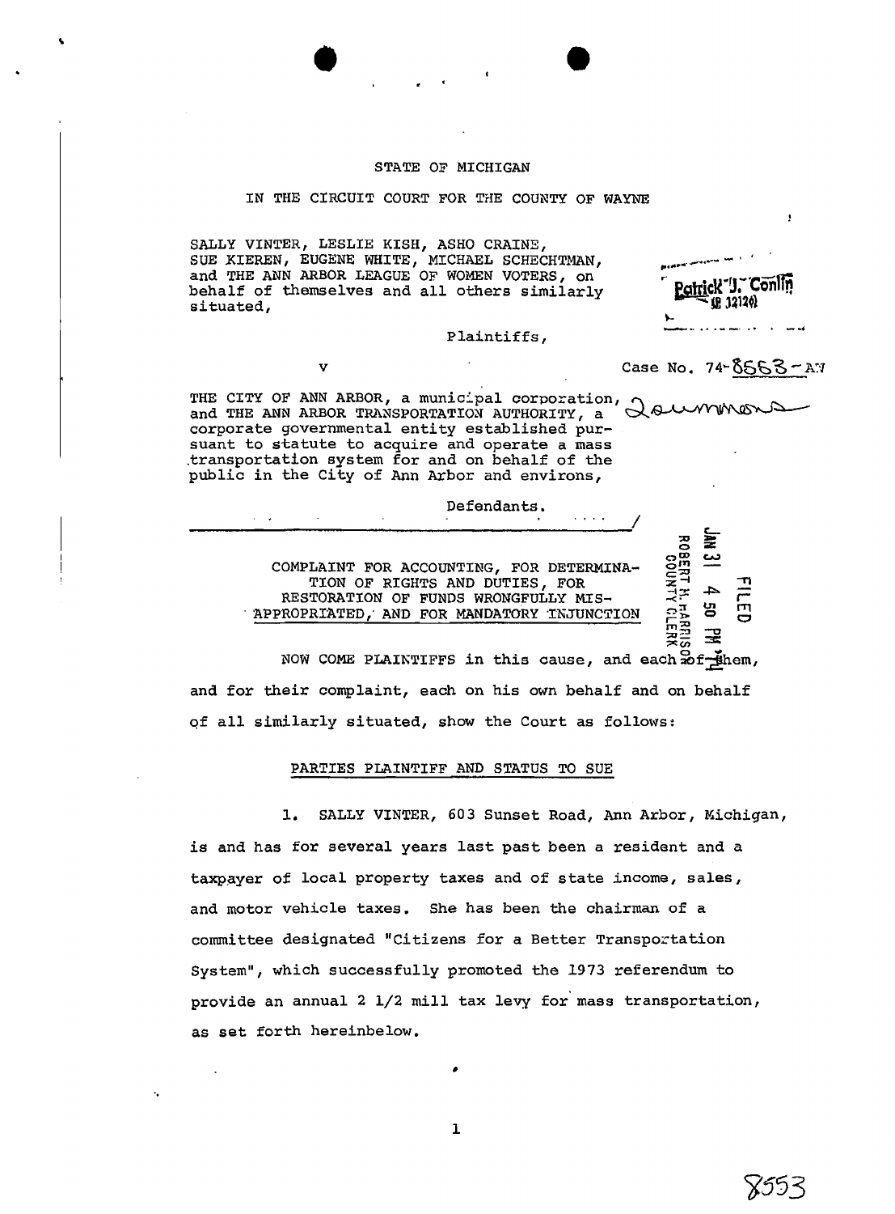STATE OF MICHIGAN

IN THE CIRCUIT COURT FOR THE COUNTY OF WAYNE

SALLY VINTER, LESLIE KISH, ASHO CRAINE, SUE KIEREN, EUGENE WHITE, MICHAEL SCHECHTMAN, and THE ANN ARBOR LEAGUE OF WOMEN VOTERS, on behalf of themselves and all others similarly situated,

Plaintiffs,

v

Case No. 74-8553-AW

THE CITY OF ANN ARBOR, a municipal corporation, and THE ANN ARBOR TRANSPORTATION AUTHORITY, a corporate governmental entity established pursuant to statute to acquire and operate a mass transportation system for and on behalf of the public in the City of Ann Arbor and environs,

Defendants.

Patrick J. Conlin (P 12120)

Summons

FILED JAN 31 4 50 PM '74 ROBERT H. HARRISON COUNTY CLERK

**COMPLAINT FOR ACCOUNTING, FOR DETERMINATION OF RIGHTS AND DUTIES, FOR RESTORATION OF FUNDS WRONGFULLY MISAPPROPRIATED, AND FOR MANDATORY INJUNCTION**

NOW COME PLAINTIFFS in this cause, and each of them, and for their complaint, each on his own behalf and on behalf of all similarly situated, show the Court as follows:

## PARTIES PLAINTIFF AND STATUS TO SUE

1. SALLY VINTER, 603 Sunset Road, Ann Arbor, Michigan, is and has for several years last past been a resident and a taxpayer of local property taxes and of state income, sales, and motor vehicle taxes. She has been the chairman of a committee designated "Citizens for a Better Transportation System", which successfully promoted the 1973 referendum to provide an annual 2 1/2 mill tax levy for mass transportation, as set forth hereinbelow.

8553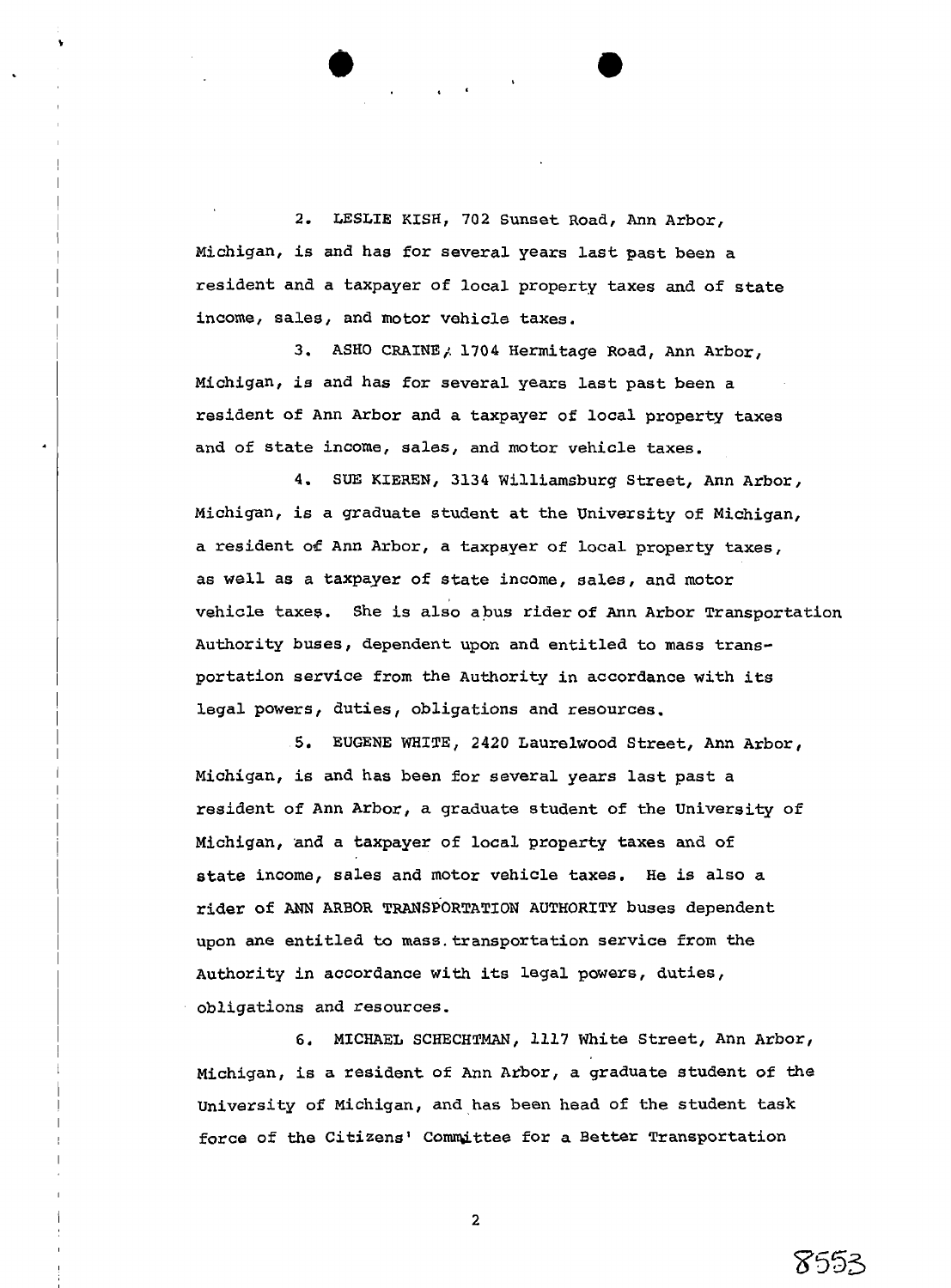2. LESLIE KISH, 702 Sunset Road, Ann Arbor, Michigan, is and has for several years last past been a resident and a taxpayer of local property taxes and of state income, sales, and motor vehicle taxes.

3. ASHO CRAINE, 1704 Hermitage Road, Ann Arbor, Michigan, is and has for several years last past been a resident of Ann Arbor and a taxpayer of local property taxes and of state income, sales, and motor vehicle taxes.

4. SUE KIEREN, 3134 Williamsburg Street, Ann Arbor, Michigan, is a graduate student at the University of Michigan, a resident of Ann Arbor, a taxpayer of local property taxes, as well as a taxpayer of state income, sales, and motor vehicle taxes. She is also a bus rider of Ann Arbor Transportation Authority buses, dependent upon and entitled to mass transportation service from the Authority in accordance with its legal powers, duties, obligations and resources.

5. EUGENE WHITE, 2420 Laurelwood Street, Ann Arbor, Michigan, is and has been for several years last past a resident of Ann Arbor, a graduate student of the University of Michigan, and a taxpayer of local property taxes and of state income, sales and motor vehicle taxes. He is also a rider of ANN ARBOR TRANSPORTATION AUTHORITY buses dependent upon ane entitled to mass transportation service from the Authority in accordance with its legal powers, duties, obligations and resources.

6. MICHAEL SCHECHTMAN, 1117 White Street, Ann Arbor, Michigan, is a resident of Ann Arbor, a graduate student of the University of Michigan, and has been head of the student task force of the Citizens' Committee for a Better Transportation

8553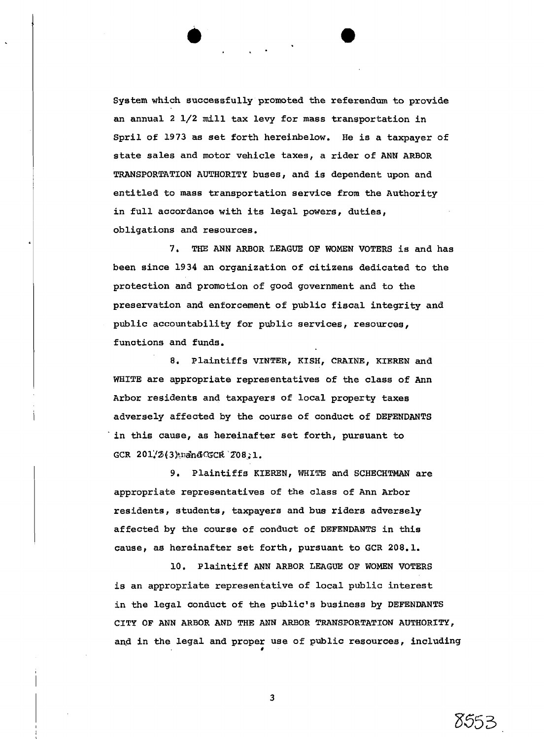System which successfully promoted the referendum to provide an annual 2 1/2 mill tax levy for mass transportation in Spril of 1973 as set forth hereinbelow. He is a taxpayer of state sales and motor vehicle taxes, a rider of ANN ARBOR TRANSPORTATION AUTHORITY buses, and is dependent upon and entitled to mass transportation service from the Authority in full accordance with its legal powers, duties, obligations and resources.

7. THE ANN ARBOR LEAGUE OF WOMEN VOTERS is and has been since 1934 an organization of citizens dedicated to the protection and promotion of good government and to the preservation and enforcement of public fiscal integrity and public accountability for public services, resources, functions and funds.

8. Plaintiffs VINTER, KISH, CRAINE, KIEREN and WHITE are appropriate representatives of the class of Ann Arbor residents and taxpayers of local property taxes adversely affected by the course of conduct of DEFENDANTS in this cause, as hereinafter set forth, pursuant to GCR 201.2(3) and GCR 208.1.

9. Plaintiffs KIEREN, WHITE and SCHECHTMAN are appropriate representatives of the class of Ann Arbor residents, students, taxpayers and bus riders adversely affected by the course of conduct of DEFENDANTS in this cause, as hereinafter set forth, pursuant to GCR 208.1.

10. Plaintiff ANN ARBOR LEAGUE OF WOMEN VOTERS is an appropriate representative of local public interest in the legal conduct of the public's business by DEFENDANTS CITY OF ANN ARBOR AND THE ANN ARBOR TRANSPORTATION AUTHORITY, and in the legal and proper use of public resources, including

8553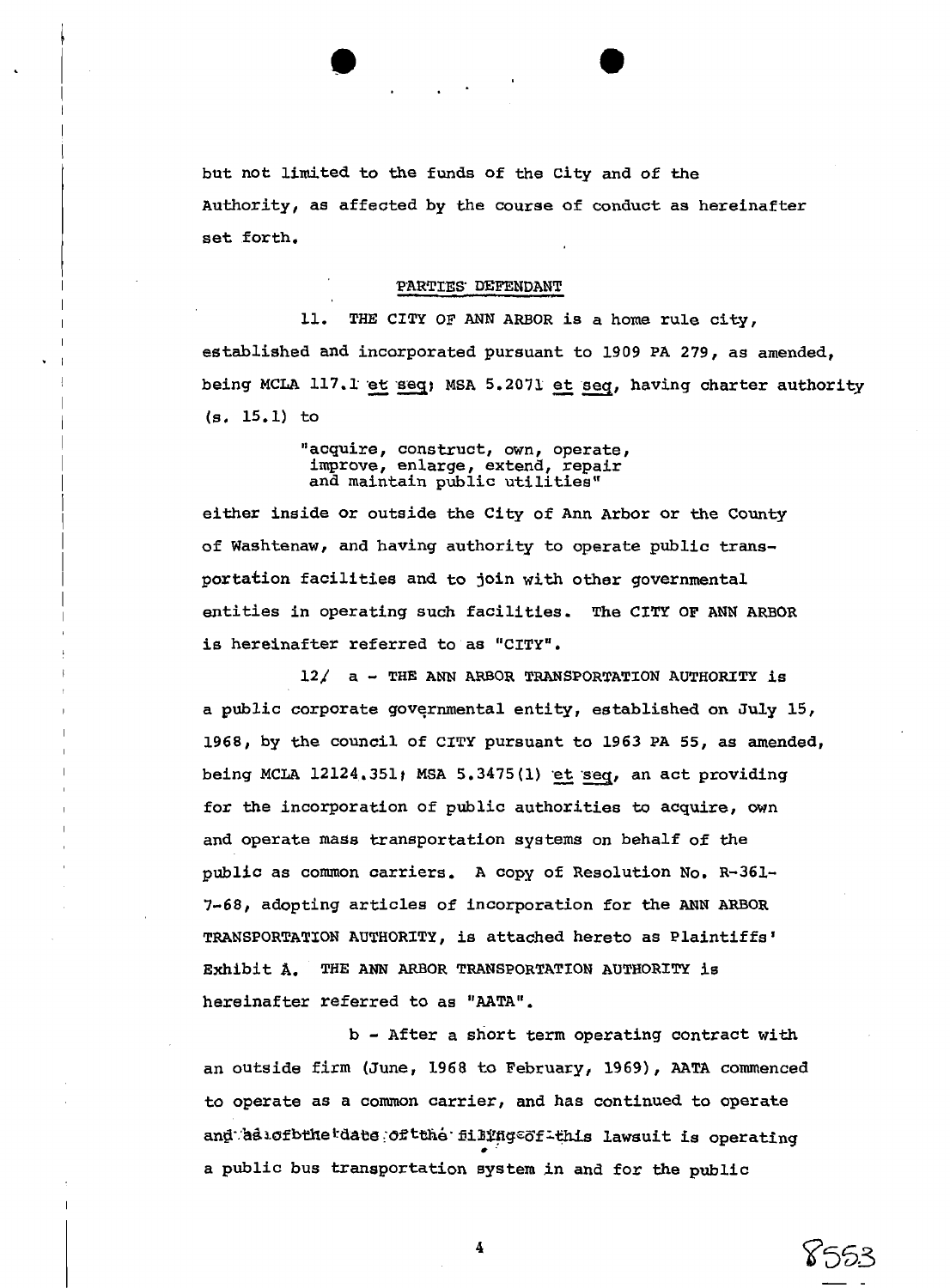but not limited to the funds of the City and of the Authority, as affected by the course of conduct as hereinafter set forth.

## PARTIES DEFENDANT

11. THE CITY OF ANN ARBOR is a home rule city, established and incorporated pursuant to 1909 PA 279, as amended, being MCLA 117.1 et seq; MSA 5.2071 et seq, having charter authority (s. 15.1) to

> "acquire, construct, own, operate, improve, enlarge, extend, repair and maintain public utilities"

either inside or outside the City of Ann Arbor or the County of Washtenaw, and having authority to operate public transportation facilities and to join with other governmental entities in operating such facilities. The CITY OF ANN ARBOR is hereinafter referred to as "CITY".

12/ a - THE ANN ARBOR TRANSPORTATION AUTHORITY is a public corporate governmental entity, established on July 15, 1968, by the council of CITY pursuant to 1963 PA 55, as amended, being MCLA 12124.351; MSA 5.3475(1) et seq, an act providing for the incorporation of public authorities to acquire, own and operate mass transportation systems on behalf of the public as common carriers. A copy of Resolution No. R-361-7-68, adopting articles of incorporation for the ANN ARBOR TRANSPORTATION AUTHORITY, is attached hereto as Plaintiffs' Exhibit A. THE ANN ARBOR TRANSPORTATION AUTHORITY is hereinafter referred to as "AATA".

b - After a short term operating contract with an outside firm (June, 1968 to February, 1969), AATA commenced to operate as a common carrier, and has continued to operate and as of the date of the filing of this lawsuit is operating a public bus transportation system in and for the public

8553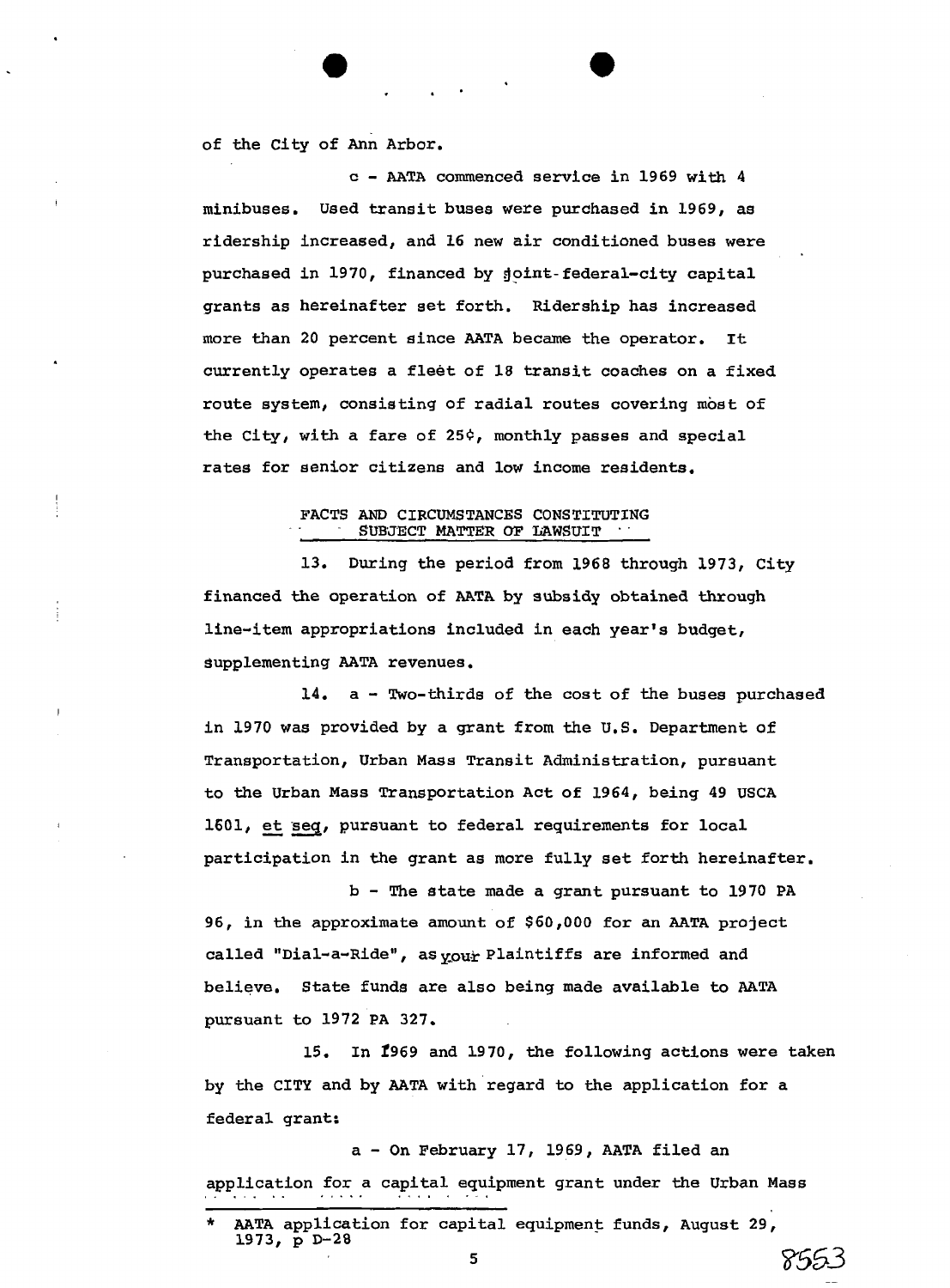of the City of Ann Arbor.

c - AATA commenced service in 1969 with 4 minibuses. Used transit buses were purchased in 1969, as ridership increased, and 16 new air conditioned buses were purchased in 1970, financed by joint-federal-city capital grants as hereinafter set forth. Ridership has increased more than 20 percent since AATA became the operator. It currently operates a fleet of 18 transit coaches on a fixed route system, consisting of radial routes covering most of the City, with a fare of 25¢, monthly passes and special rates for senior citizens and low income residents.

FACTS AND CIRCUMSTANCES CONSTITUTING SUBJECT MATTER OF LAWSUIT

13. During the period from 1968 through 1973, City financed the operation of AATA by subsidy obtained through line-item appropriations included in each year's budget, supplementing AATA revenues.

14. a - Two-thirds of the cost of the buses purchased in 1970 was provided by a grant from the U.S. Department of Transportation, Urban Mass Transit Administration, pursuant to the Urban Mass Transportation Act of 1964, being 49 USCA 1601, et seq, pursuant to federal requirements for local participation in the grant as more fully set forth hereinafter.

b - The state made a grant pursuant to 1970 PA 96, in the approximate amount of $60,000 for an AATA project called "Dial-a-Ride", as your Plaintiffs are informed and believe. State funds are also being made available to AATA pursuant to 1972 PA 327.

15. In 1969 and 1970, the following actions were taken by the CITY and by AATA with regard to the application for a federal grant:

a - On February 17, 1969, AATA filed an application for a capital equipment grant under the Urban Mass

\* AATA application for capital equipment funds, August 29, 1973, p D-28

8553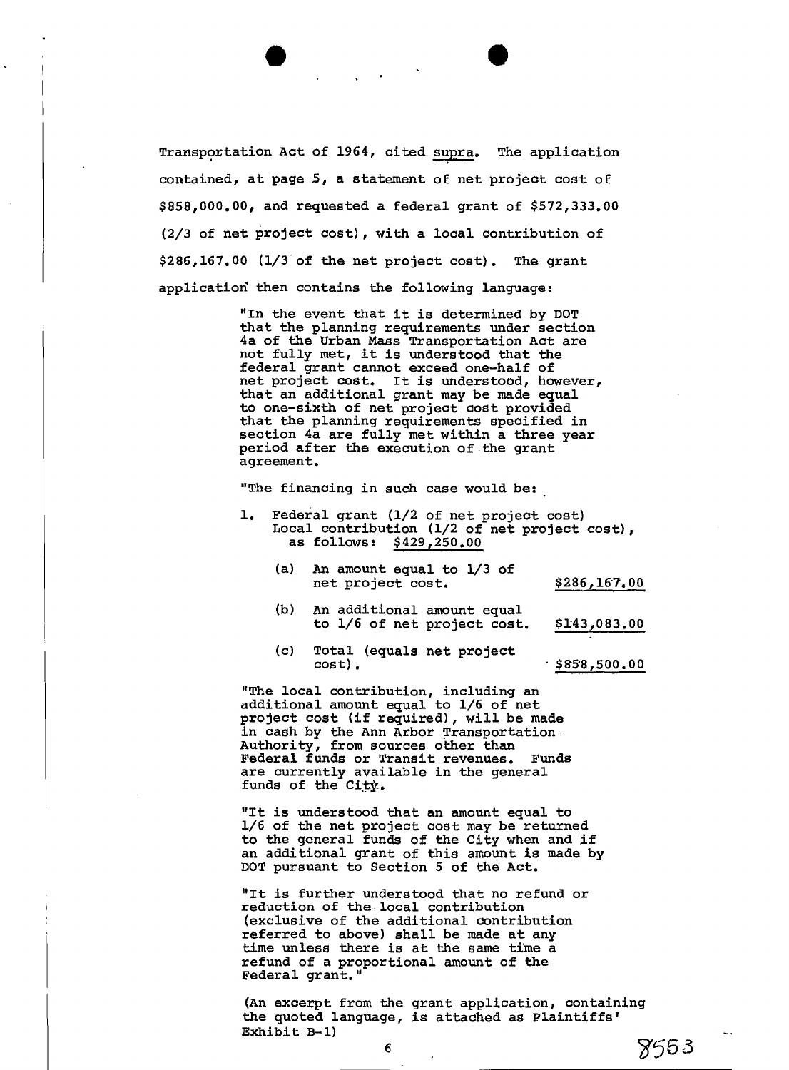Transportation Act of 1964, cited *supra*. The application contained, at page 5, a statement of net project cost of $858,000.00, and requested a federal grant of $572,333.00 (2/3 of net project cost), with a local contribution of $286,167.00 (1/3 of the net project cost). The grant application then contains the following language:

> "In the event that it is determined by DOT that the planning requirements under section 4a of the Urban Mass Transportation Act are not fully met, it is understood that the federal grant cannot exceed one-half of net project cost. It is understood, however, that an additional grant may be made equal to one-sixth of net project cost provided that the planning requirements specified in section 4a are fully met within a three year period after the execution of the grant agreement.
>
> "The financing in such case would be:
>
> 1. Federal grant (1/2 of net project cost)
>    Local contribution (1/2 of net project cost), as follows: <u>$429,250.00</u>
>
>    | | | |
>    |---|---|---|
>    | (a) | An amount equal to 1/3 of net project cost. | <u>$286,167.00</u> |
>    | (b) | An additional amount equal to 1/6 of net project cost. | <u>$143,083.00</u> |
>    | (c) | Total (equals net project cost). | <u>$858,500.00</u> |
>
> "The local contribution, including an additional amount equal to 1/6 of net project cost (if required), will be made in cash by the Ann Arbor Transportation Authority, from sources other than Federal funds or Transit revenues. Funds are currently available in the general funds of the City.
>
> "It is understood that an amount equal to 1/6 of the net project cost may be returned to the general funds of the City when and if an additional grant of this amount is made by DOT pursuant to Section 5 of the Act.
>
> "It is further understood that no refund or reduction of the local contribution (exclusive of the additional contribution referred to above) shall be made at any time unless there is at the same time a refund of a proportional amount of the Federal grant."

(An excerpt from the grant application, containing the quoted language, is attached as Plaintiffs' Exhibit B-1)

8553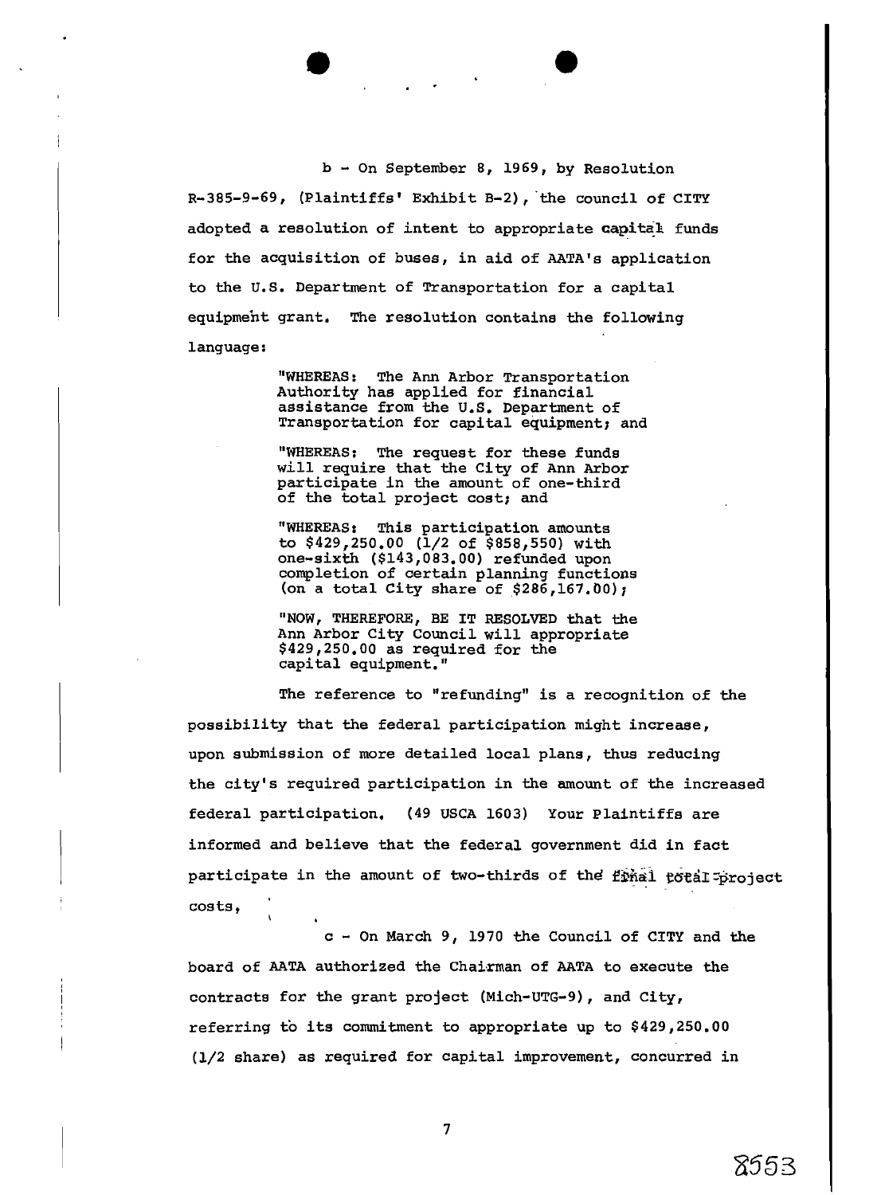b - On September 8, 1969, by Resolution R-385-9-69, (Plaintiffs' Exhibit B-2), the council of CITY adopted a resolution of intent to appropriate capital funds for the acquisition of buses, in aid of AATA's application to the U.S. Department of Transportation for a capital equipment grant. The resolution contains the following language:

> "WHEREAS: The Ann Arbor Transportation Authority has applied for financial assistance from the U.S. Department of Transportation for capital equipment; and
>
> "WHEREAS: The request for these funds will require that the City of Ann Arbor participate in the amount of one-third of the total project cost; and
>
> "WHEREAS: This participation amounts to $429,250.00 (1/2 of $858,550) with one-sixth ($143,083.00) refunded upon completion of certain planning functions (on a total City share of $286,167.00);
>
> "NOW, THEREFORE, BE IT RESOLVED that the Ann Arbor City Council will appropriate $429,250.00 as required for the capital equipment."

The reference to "refunding" is a recognition of the possibility that the federal participation might increase, upon submission of more detailed local plans, thus reducing the city's required participation in the amount of the increased federal participation. (49 USCA 1603) Your Plaintiffs are informed and believe that the federal government did in fact participate in the amount of two-thirds of the final total project costs,

c - On March 9, 1970 the Council of CITY and the board of AATA authorized the Chairman of AATA to execute the contracts for the grant project (Mich-UTG-9), and City, referring to its commitment to appropriate up to $429,250.00 (1/2 share) as required for capital improvement, concurred in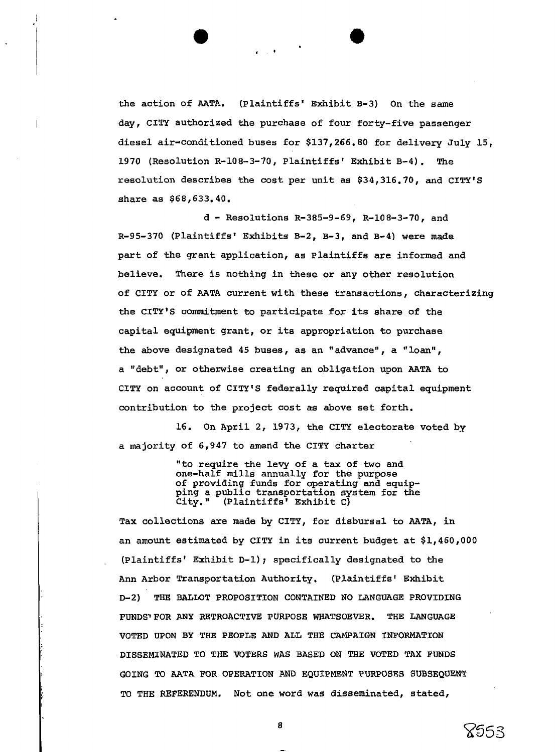the action of AATA. (Plaintiffs' Exhibit B-3) On the same day, CITY authorized the purchase of four forty-five passenger diesel air-conditioned buses for $137,266.80 for delivery July 15, 1970 (Resolution R-108-3-70, Plaintiffs' Exhibit B-4). The resolution describes the cost per unit as $34,316.70, and CITY'S share as $68,633.40.

d - Resolutions R-385-9-69, R-108-3-70, and R-95-370 (Plaintiffs' Exhibits B-2, B-3, and B-4) were made part of the grant application, as Plaintiffs are informed and believe. There is nothing in these or any other resolution of CITY or of AATA current with these transactions, characterizing the CITY'S commitment to participate for its share of the capital equipment grant, or its appropriation to purchase the above designated 45 buses, as an "advance", a "loan", a "debt", or otherwise creating an obligation upon AATA to CITY on account of CITY'S federally required capital equipment contribution to the project cost as above set forth.

16. On April 2, 1973, the CITY electorate voted by a majority of 6,947 to amend the CITY charter

> "to require the levy of a tax of two and one-half mills annually for the purpose of providing funds for operating and equipping a public transportation system for the City." (Plaintiffs' Exhibit C)

Tax collections are made by CITY, for disbursal to AATA, in an amount estimated by CITY in its current budget at $1,460,000 (Plaintiffs' Exhibit D-1); specifically designated to the Ann Arbor Transportation Authority. (Plaintiffs' Exhibit D-2) THE BALLOT PROPOSITION CONTAINED NO LANGUAGE PROVIDING FUNDS FOR ANY RETROACTIVE PURPOSE WHATSOEVER. THE LANGUAGE VOTED UPON BY THE PEOPLE AND ALL THE CAMPAIGN INFORMATION DISSEMINATED TO THE VOTERS WAS BASED ON THE VOTED TAX FUNDS GOING TO AATA FOR OPERATION AND EQUIPMENT PURPOSES SUBSEQUENT TO THE REFERENDUM. Not one word was disseminated, stated,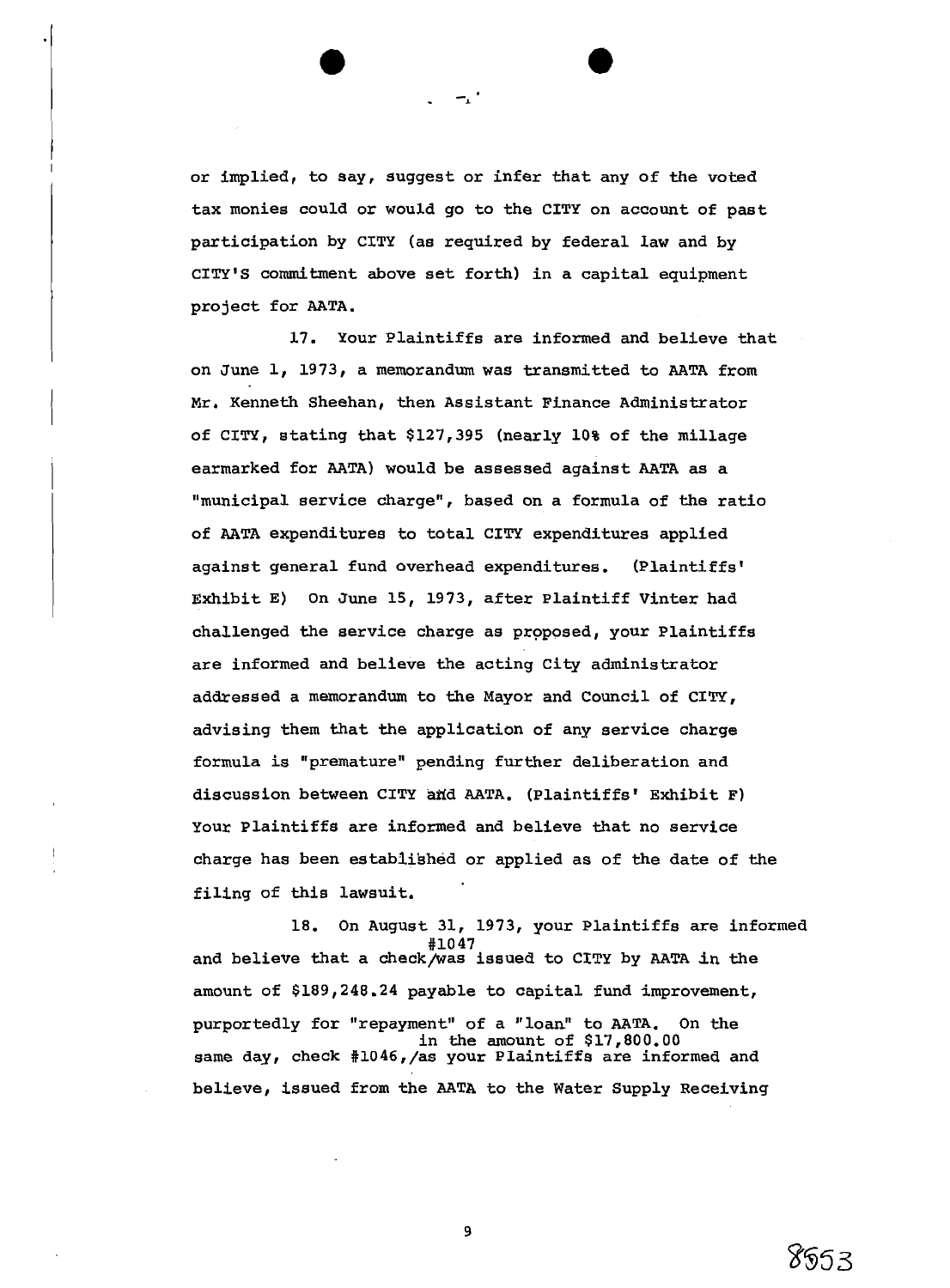or implied, to say, suggest or infer that any of the voted tax monies could or would go to the CITY on account of past participation by CITY (as required by federal law and by CITY'S commitment above set forth) in a capital equipment project for AATA.

17. Your Plaintiffs are informed and believe that on June 1, 1973, a memorandum was transmitted to AATA from Mr. Kenneth Sheehan, then Assistant Finance Administrator of CITY, stating that $127,395 (nearly 10% of the millage earmarked for AATA) would be assessed against AATA as a "municipal service charge", based on a formula of the ratio of AATA expenditures to total CITY expenditures applied against general fund overhead expenditures. (Plaintiffs' Exhibit E) On June 15, 1973, after Plaintiff Vinter had challenged the service charge as proposed, your Plaintiffs are informed and believe the acting City administrator addressed a memorandum to the Mayor and Council of CITY, advising them that the application of any service charge formula is "premature" pending further deliberation and discussion between CITY and AATA. (Plaintiffs' Exhibit F) Your Plaintiffs are informed and believe that no service charge has been established or applied as of the date of the filing of this lawsuit.

18. On August 31, 1973, your Plaintiffs are informed and believe that a check #1047 was issued to CITY by AATA in the amount of $189,248.24 payable to capital fund improvement, purportedly for "repayment" of a "loan" to AATA. On the same day, check #1046, in the amount of $17,800.00 as your Plaintiffs are informed and believe, issued from the AATA to the Water Supply Receiving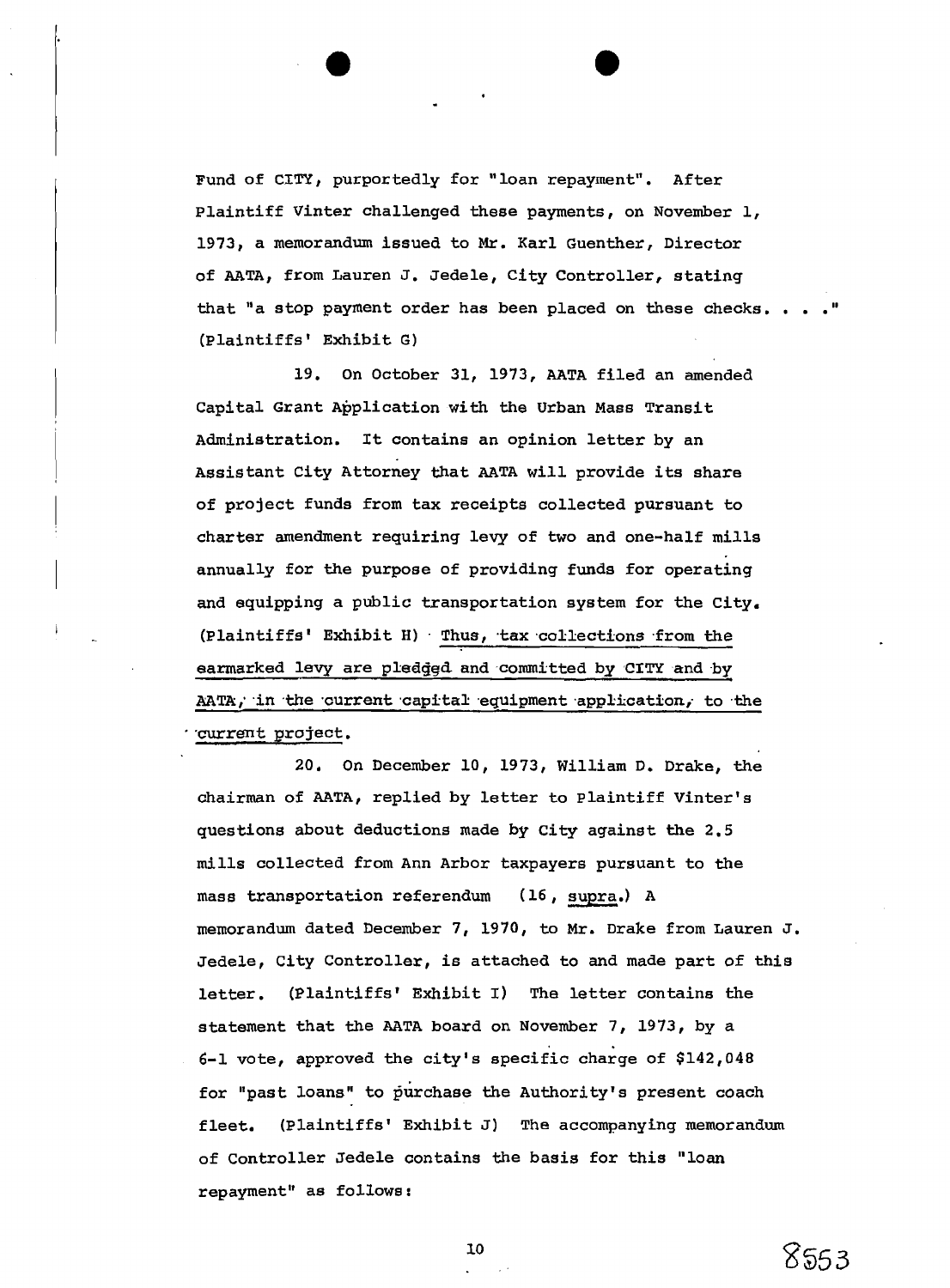Fund of CITY, purportedly for "loan repayment". After Plaintiff Vinter challenged these payments, on November 1, 1973, a memorandum issued to Mr. Karl Guenther, Director of AATA, from Lauren J. Jedele, City Controller, stating that "a stop payment order has been placed on these checks. . . ." (Plaintiffs' Exhibit G)

19. On October 31, 1973, AATA filed an amended Capital Grant Application with the Urban Mass Transit Administration. It contains an opinion letter by an Assistant City Attorney that AATA will provide its share of project funds from tax receipts collected pursuant to charter amendment requiring levy of two and one-half mills annually for the purpose of providing funds for operating and equipping a public transportation system for the City. (Plaintiffs' Exhibit H) Thus, tax collections from the earmarked levy are pledged and committed by CITY and by AATA, in the current capital equipment application, to the current project.

20. On December 10, 1973, William D. Drake, the chairman of AATA, replied by letter to Plaintiff Vinter's questions about deductions made by City against the 2.5 mills collected from Ann Arbor taxpayers pursuant to the mass transportation referendum (16, *supra*.) A memorandum dated December 7, 1970, to Mr. Drake from Lauren J. Jedele, City Controller, is attached to and made part of this letter. (Plaintiffs' Exhibit I) The letter contains the statement that the AATA board on November 7, 1973, by a 6-1 vote, approved the city's specific charge of $142,048 for "past loans" to purchase the Authority's present coach fleet. (Plaintiffs' Exhibit J) The accompanying memorandum of Controller Jedele contains the basis for this "loan repayment" as follows:

8553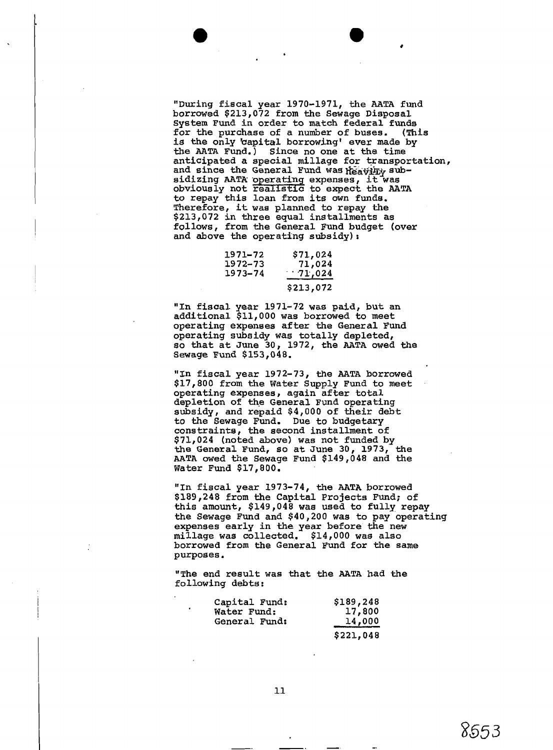"During fiscal year 1970-1971, the AATA fund borrowed $213,072 from the Sewage Disposal System Fund in order to match federal funds for the purchase of a number of buses. (This is the only 'capital borrowing' ever made by the AATA Fund.) Since no one at the time anticipated a special millage for transportation, and since the General Fund was heavily subsidizing AATA operating expenses, it was obviously not realistic to expect the AATA to repay this loan from its own funds. Therefore, it was planned to repay the $213,072 in three equal installments as follows, from the General Fund budget (over and above the operating subsidy):

| | |
|---|---|
| 1971-72 | $71,024 |
| 1972-73 | 71,024 |
| 1973-74 | 71,024 |
| | $213,072 |

"In fiscal year 1971-72 was paid, but an additional $11,000 was borrowed to meet operating expenses after the General Fund operating subsidy was totally depleted, so that at June 30, 1972, the AATA owed the Sewage Fund $153,048.

"In fiscal year 1972-73, the AATA borrowed $17,800 from the Water Supply Fund to meet operating expenses, again after total depletion of the General Fund operating subsidy, and repaid $4,000 of their debt to the Sewage Fund. Due to budgetary constraints, the second installment of $71,024 (noted above) was not funded by the General Fund, so at June 30, 1973, the AATA owed the Sewage Fund $149,048 and the Water Fund $17,800.

"In fiscal year 1973-74, the AATA borrowed $189,248 from the Capital Projects Fund; of this amount, $149,048 was used to fully repay the Sewage Fund and $40,200 was to pay operating expenses early in the year before the new millage was collected. $14,000 was also borrowed from the General Fund for the same purposes.

"The end result was that the AATA had the following debts:

| | |
|---|---|
| Capital Fund: | $189,248 |
| Water Fund: | 17,800 |
| General Fund: | 14,000 |
| | $221,048 |

8553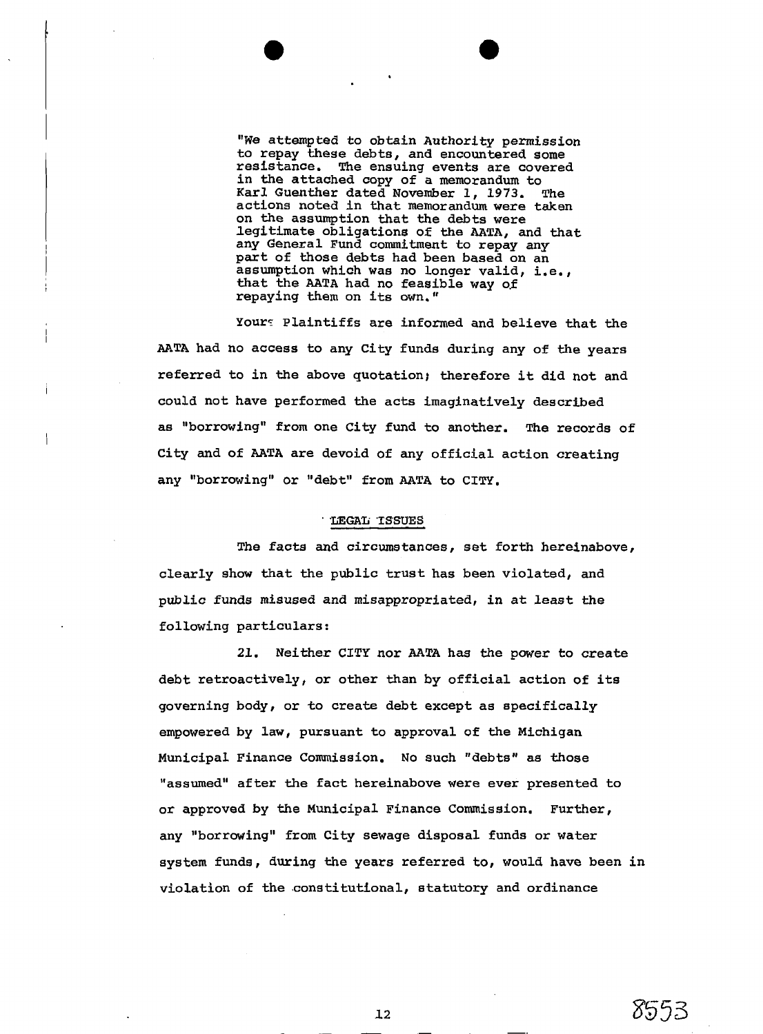> "We attempted to obtain Authority permission to repay these debts, and encountered some resistance. The ensuing events are covered in the attached copy of a memorandum to Karl Guenther dated November 1, 1973. The actions noted in that memorandum were taken on the assumption that the debts were legitimate obligations of the AATA, and that any General Fund commitment to repay any part of those debts had been based on an assumption which was no longer valid, i.e., that the AATA had no feasible way of repaying them on its own."

Your Plaintiffs are informed and believe that the AATA had no access to any City funds during any of the years referred to in the above quotation; therefore it did not and could not have performed the acts imaginatively described as "borrowing" from one City fund to another. The records of City and of AATA are devoid of any official action creating any "borrowing" or "debt" from AATA to CITY.

## LEGAL ISSUES

The facts and circumstances, set forth hereinabove, clearly show that the public trust has been violated, and public funds misused and misappropriated, in at least the following particulars:

21. Neither CITY nor AATA has the power to create debt retroactively, or other than by official action of its governing body, or to create debt except as specifically empowered by law, pursuant to approval of the Michigan Municipal Finance Commission. No such "debts" as those "assumed" after the fact hereinabove were ever presented to or approved by the Municipal Finance Commission. Further, any "borrowing" from City sewage disposal funds or water system funds, during the years referred to, would have been in violation of the constitutional, statutory and ordinance

8553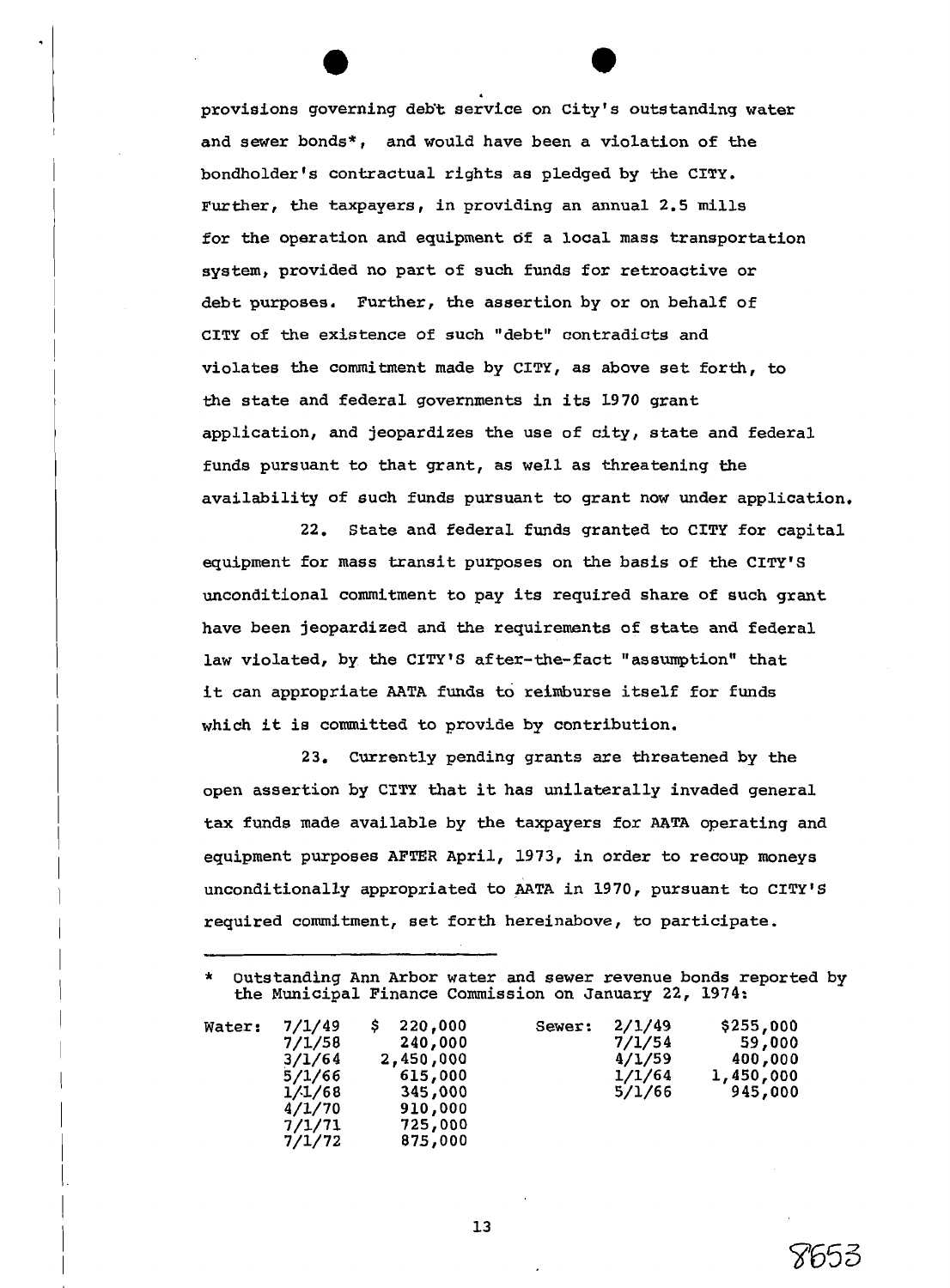provisions governing debt service on City's outstanding water and sewer bonds*, and would have been a violation of the bondholder's contractual rights as pledged by the CITY. Further, the taxpayers, in providing an annual 2.5 mills for the operation and equipment of a local mass transportation system, provided no part of such funds for retroactive or debt purposes. Further, the assertion by or on behalf of CITY of the existence of such "debt" contradicts and violates the commitment made by CITY, as above set forth, to the state and federal governments in its 1970 grant application, and jeopardizes the use of city, state and federal funds pursuant to that grant, as well as threatening the availability of such funds pursuant to grant now under application.

22. State and federal funds granted to CITY for capital equipment for mass transit purposes on the basis of the CITY'S unconditional commitment to pay its required share of such grant have been jeopardized and the requirements of state and federal law violated, by the CITY'S after-the-fact "assumption" that it can appropriate AATA funds to reimburse itself for funds which it is committed to provide by contribution.

23. Currently pending grants are threatened by the open assertion by CITY that it has unilaterally invaded general tax funds made available by the taxpayers for AATA operating and equipment purposes AFTER April, 1973, in order to recoup moneys unconditionally appropriated to AATA in 1970, pursuant to CITY'S required commitment, set forth hereinabove, to participate.

---

\* Outstanding Ann Arbor water and sewer revenue bonds reported by the Municipal Finance Commission on January 22, 1974:

| | | | | | |
|---|---|---|---|---|---|
| Water: | 7/1/49 | $ 220,000 | Sewer: | 2/1/49 | $255,000 |
| | 7/1/58 | 240,000 | | 7/1/54 | 59,000 |
| | 3/1/64 | 2,450,000 | | 4/1/59 | 400,000 |
| | 5/1/66 | 615,000 | | 1/1/64 | 1,450,000 |
| | 1/1/68 | 345,000 | | 5/1/66 | 945,000 |
| | 4/1/70 | 910,000 | | | |
| | 7/1/71 | 725,000 | | | |
| | 7/1/72 | 875,000 | | | |

8653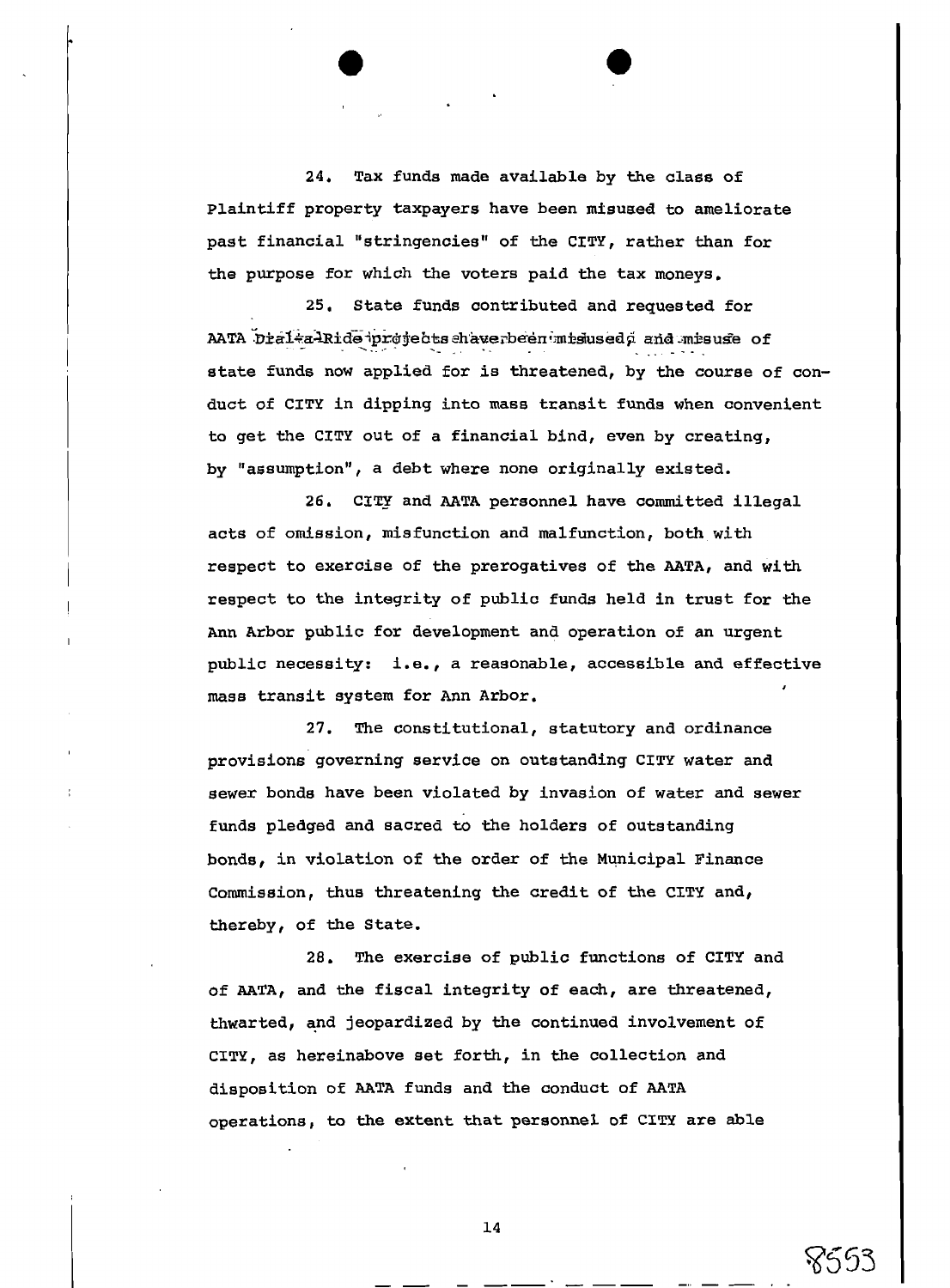24. Tax funds made available by the class of Plaintiff property taxpayers have been misused to ameliorate past financial "stringencies" of the CITY, rather than for the purpose for which the voters paid the tax moneys.

25. State funds contributed and requested for AATA Dial-a-Ride projects have been misused, and misuse of state funds now applied for is threatened, by the course of conduct of CITY in dipping into mass transit funds when convenient to get the CITY out of a financial bind, even by creating, by "assumption", a debt where none originally existed.

26. CITY and AATA personnel have committed illegal acts of omission, misfunction and malfunction, both with respect to exercise of the prerogatives of the AATA, and with respect to the integrity of public funds held in trust for the Ann Arbor public for development and operation of an urgent public necessity: i.e., a reasonable, accessible and effective mass transit system for Ann Arbor.

27. The constitutional, statutory and ordinance provisions governing service on outstanding CITY water and sewer bonds have been violated by invasion of water and sewer funds pledged and sacred to the holders of outstanding bonds, in violation of the order of the Municipal Finance Commission, thus threatening the credit of the CITY and, thereby, of the State.

28. The exercise of public functions of CITY and of AATA, and the fiscal integrity of each, are threatened, thwarted, and jeopardized by the continued involvement of CITY, as hereinabove set forth, in the collection and disposition of AATA funds and the conduct of AATA operations, to the extent that personnel of CITY are able

8553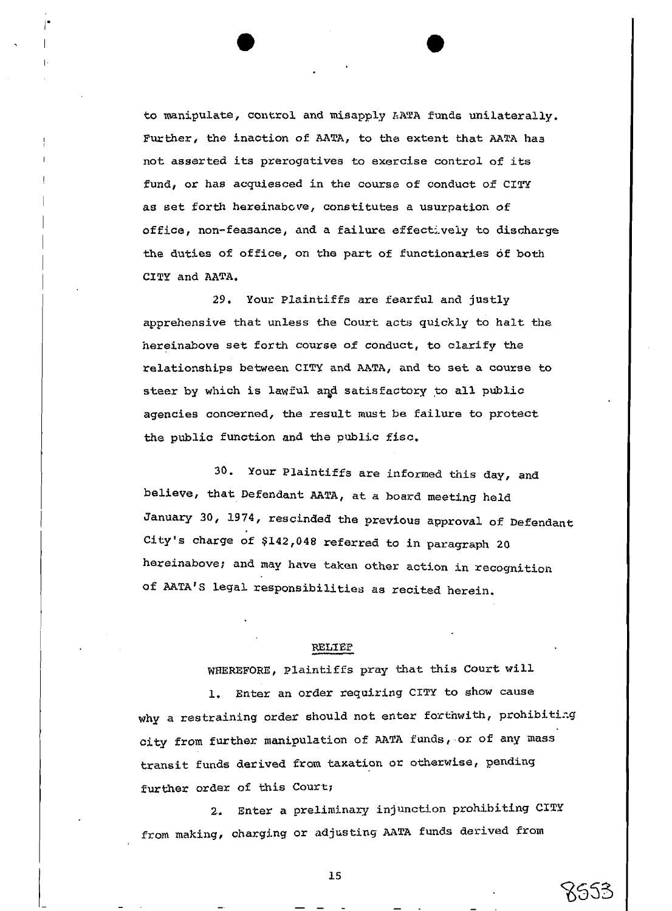to manipulate, control and misapply AATA funds unilaterally. Further, the inaction of AATA, to the extent that AATA has not asserted its prerogatives to exercise control of its fund, or has acquiesced in the course of conduct of CITY as set forth hereinabove, constitutes a usurpation of office, non-feasance, and a failure effectively to discharge the duties of office, on the part of functionaries of both CITY and AATA.

29. Your Plaintiffs are fearful and justly apprehensive that unless the Court acts quickly to halt the hereinabove set forth course of conduct, to clarify the relationships between CITY and AATA, and to set a course to steer by which is lawful and satisfactory to all public agencies concerned, the result must be failure to protect the public function and the public fisc.

30. Your Plaintiffs are informed this day, and believe, that Defendant AATA, at a board meeting held January 30, 1974, rescinded the previous approval of Defendant City's charge of $142,048 referred to in paragraph 20 hereinabove; and may have taken other action in recognition of AATA'S legal responsibilities as recited herein.

RELIEF

WHEREFORE, Plaintiffs pray that this Court will

1. Enter an order requiring CITY to show cause why a restraining order should not enter forthwith, prohibiting city from further manipulation of AATA funds, or of any mass transit funds derived from taxation or otherwise, pending further order of this Court;

2. Enter a preliminary injunction prohibiting CITY from making, charging or adjusting AATA funds derived from

8553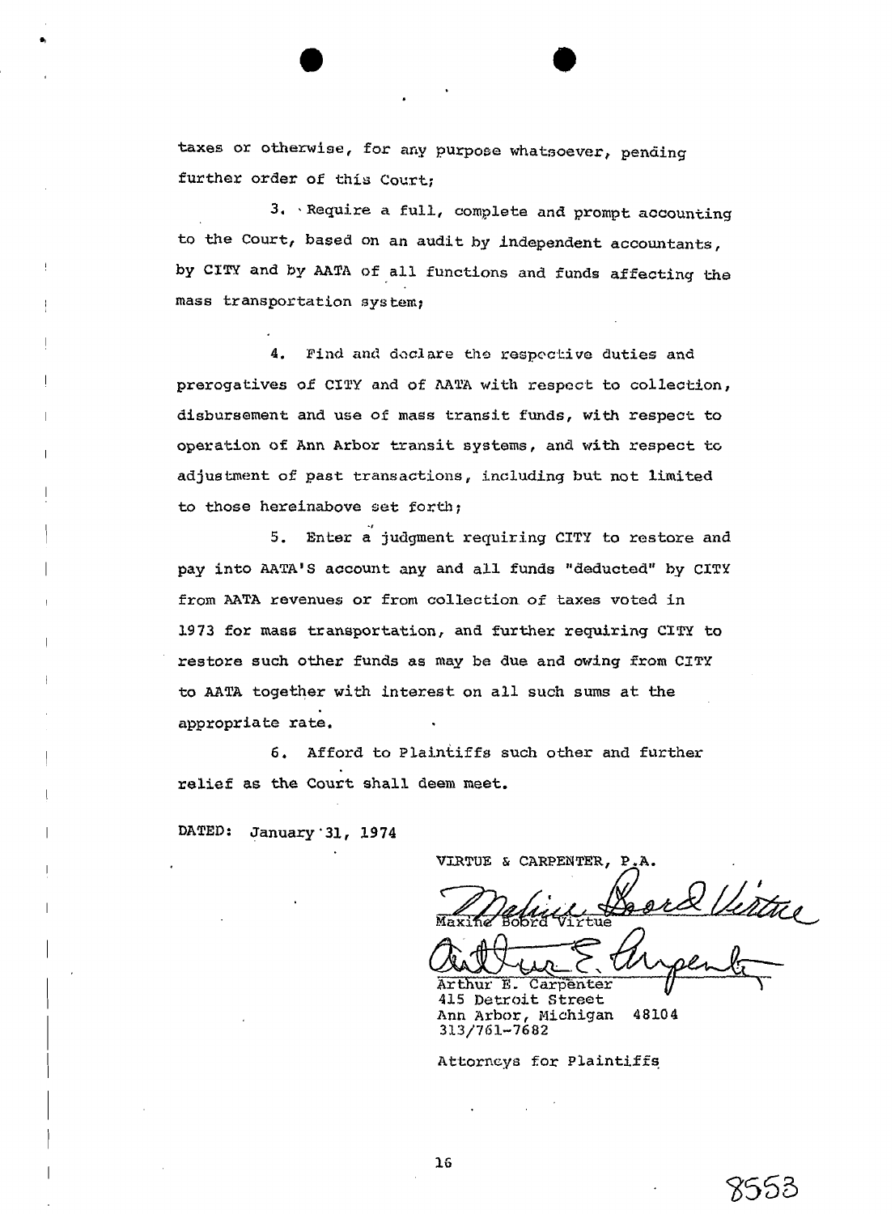taxes or otherwise, for any purpose whatsoever, pending further order of this Court;

3. Require a full, complete and prompt accounting to the Court, based on an audit by independent accountants, by CITY and by AATA of all functions and funds affecting the mass transportation system;

4. Find and declare the respective duties and prerogatives of CITY and of AATA with respect to collection, disbursement and use of mass transit funds, with respect to operation of Ann Arbor transit systems, and with respect to adjustment of past transactions, including but not limited to those hereinabove set forth;

5. Enter a judgment requiring CITY to restore and pay into AATA'S account any and all funds "deducted" by CITY from AATA revenues or from collection of taxes voted in 1973 for mass transportation, and further requiring CITY to restore such other funds as may be due and owing from CITY to AATA together with interest on all such sums at the appropriate rate.

6. Afford to Plaintiffs such other and further relief as the Court shall deem meet.

DATED: January 31, 1974

VIRTUE & CARPENTER, P.A.

Maxine Bobrd Virtue

Arthur E. Carpenter
415 Detroit Street
Ann Arbor, Michigan 48104
313/761-7682

Attorneys for Plaintiffs

8553